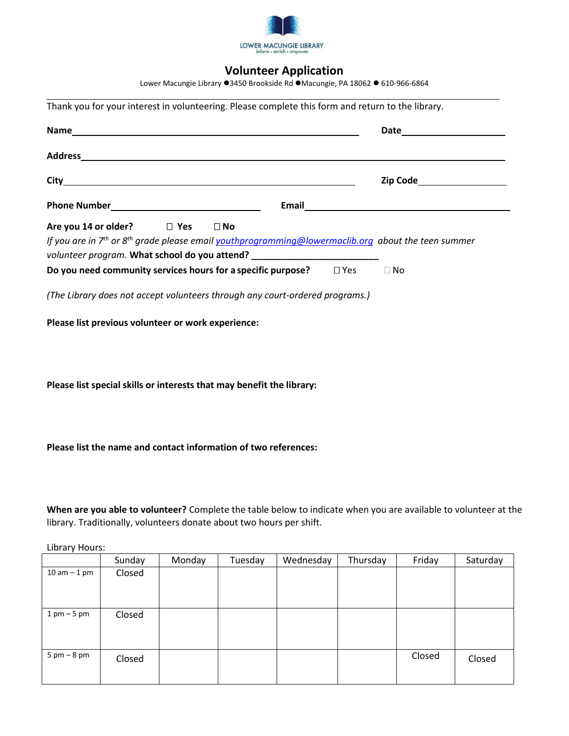LOWER MACUNGIE LIBRARY
inform • enrich • empower

# Volunteer Application

Lower Macungie Library ●3450 Brookside Rd ●Macungie, PA 18062 ● 610-966-6864

---

Thank you for your interest in volunteering. Please complete this form and return to the library.

**Name**_______________________________________________ **Date**__________________

**Address**_______________________________________________________________________

**City**______________________________________________ **Zip Code**_______________

**Phone Number**_________________________ **Email**_______________________________

**Are you 14 or older?** ☐ **Yes** ☐ **No**

*If you are in 7th or 8th grade please email* [*youthprogramming@lowermaclib.org*](mailto:youthprogramming@lowermaclib.org) *about the teen summer volunteer program.* **What school do you attend?** ________________________

**Do you need community services hours for a specific purpose?** ☐ Yes ☐ No

*(The Library does not accept volunteers through any court-ordered programs.)*

**Please list previous volunteer or work experience:**

**Please list special skills or interests that may benefit the library:**

**Please list the name and contact information of two references:**

**When are you able to volunteer?** Complete the table below to indicate when you are available to volunteer at the library. Traditionally, volunteers donate about two hours per shift.

Library Hours:

| | Sunday | Monday | Tuesday | Wednesday | Thursday | Friday | Saturday |
|---|---|---|---|---|---|---|---|
| 10 am – 1 pm | Closed | | | | | | |
| 1 pm – 5 pm | Closed | | | | | | |
| 5 pm – 8 pm | Closed | | | | | Closed | Closed |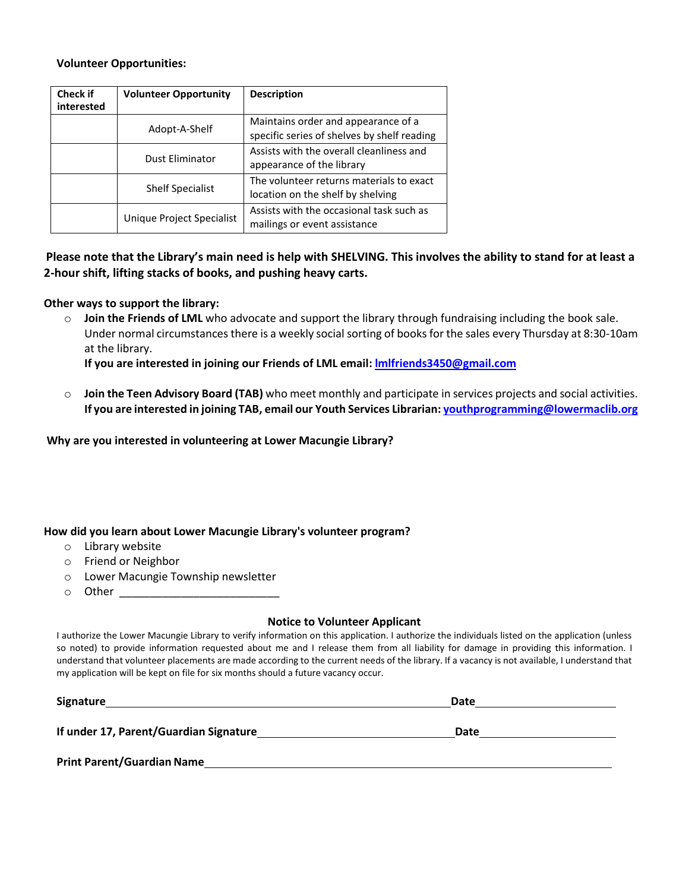**Volunteer Opportunities:**

| Check if interested | Volunteer Opportunity | Description |
|---|---|---|
| | Adopt-A-Shelf | Maintains order and appearance of a specific series of shelves by shelf reading |
| | Dust Eliminator | Assists with the overall cleanliness and appearance of the library |
| | Shelf Specialist | The volunteer returns materials to exact location on the shelf by shelving |
| | Unique Project Specialist | Assists with the occasional task such as mailings or event assistance |

**Please note that the Library's main need is help with SHELVING. This involves the ability to stand for at least a 2-hour shift, lifting stacks of books, and pushing heavy carts.**

**Other ways to support the library:**

- **Join the Friends of LML** who advocate and support the library through fundraising including the book sale. Under normal circumstances there is a weekly social sorting of books for the sales every Thursday at 8:30-10am at the library.
  **If you are interested in joining our Friends of LML email: lmlfriends3450@gmail.com**

- **Join the Teen Advisory Board (TAB)** who meet monthly and participate in services projects and social activities. **If you are interested in joining TAB, email our Youth Services Librarian: youthprogramming@lowermaclib.org**

**Why are you interested in volunteering at Lower Macungie Library?**

**How did you learn about Lower Macungie Library's volunteer program?**

- Library website
- Friend or Neighbor
- Lower Macungie Township newsletter
- Other ___________________________

**Notice to Volunteer Applicant**

I authorize the Lower Macungie Library to verify information on this application. I authorize the individuals listed on the application (unless so noted) to provide information requested about me and I release them from all liability for damage in providing this information. I understand that volunteer placements are made according to the current needs of the library. If a vacancy is not available, I understand that my application will be kept on file for six months should a future vacancy occur.

**Signature**____________________________________________ **Date**____________________

**If under 17, Parent/Guardian Signature**__________________________ **Date**____________________

**Print Parent/Guardian Name**____________________________________________________